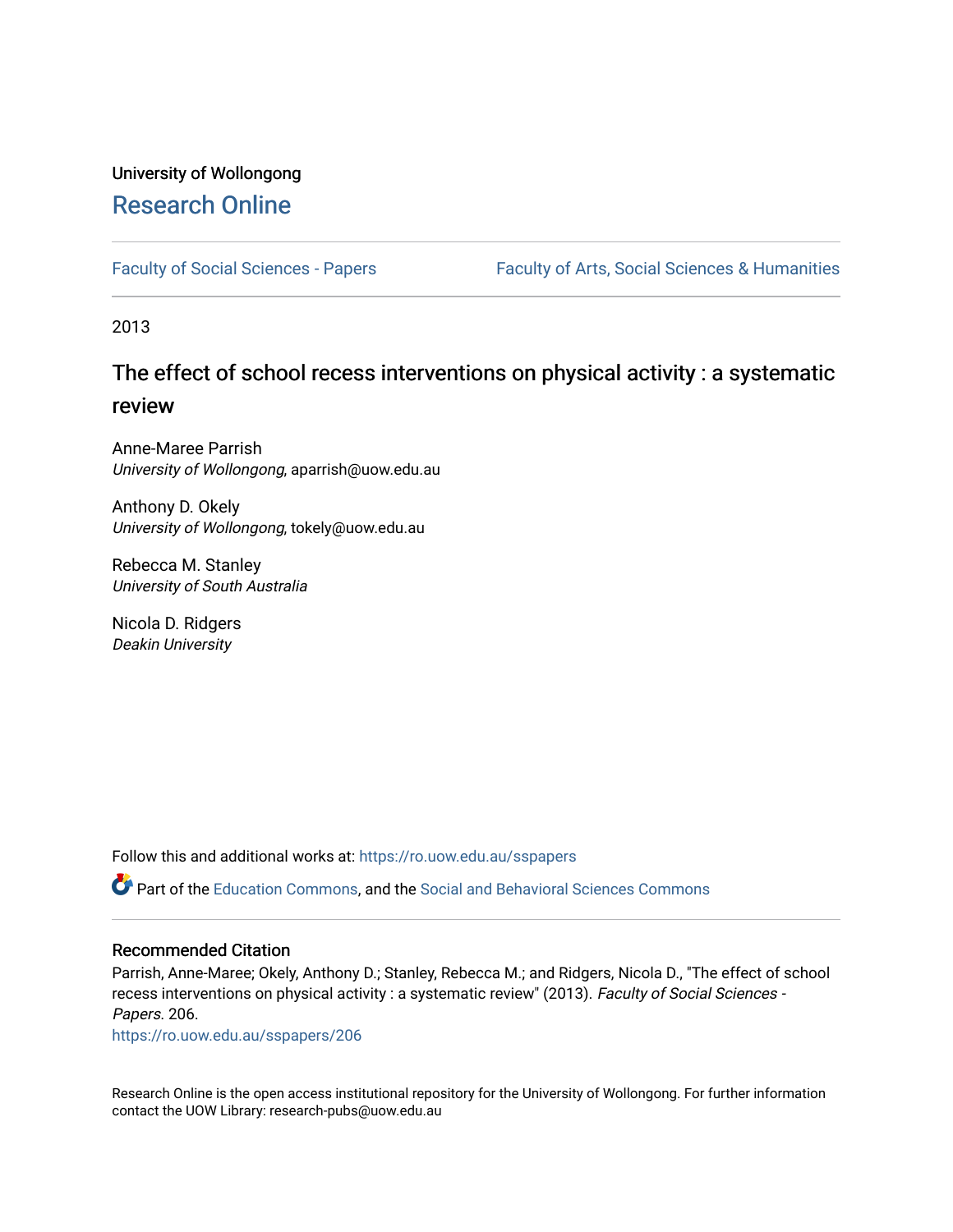University of Wollongong

# Research Online

Faculty of Social Sciences - Papers | Faculty of Arts, Social Sciences & Humanities

2013

## The effect of school recess interventions on physical activity : a systematic review

Anne-Maree Parrish
*University of Wollongong*, aparrish@uow.edu.au

Anthony D. Okely
*University of Wollongong*, tokely@uow.edu.au

Rebecca M. Stanley
*University of South Australia*

Nicola D. Ridgers
*Deakin University*

Follow this and additional works at: https://ro.uow.edu.au/sspapers

Part of the Education Commons, and the Social and Behavioral Sciences Commons

### Recommended Citation

Parrish, Anne-Maree; Okely, Anthony D.; Stanley, Rebecca M.; and Ridgers, Nicola D., "The effect of school recess interventions on physical activity : a systematic review" (2013). *Faculty of Social Sciences - Papers*. 206.
https://ro.uow.edu.au/sspapers/206

Research Online is the open access institutional repository for the University of Wollongong. For further information contact the UOW Library: research-pubs@uow.edu.au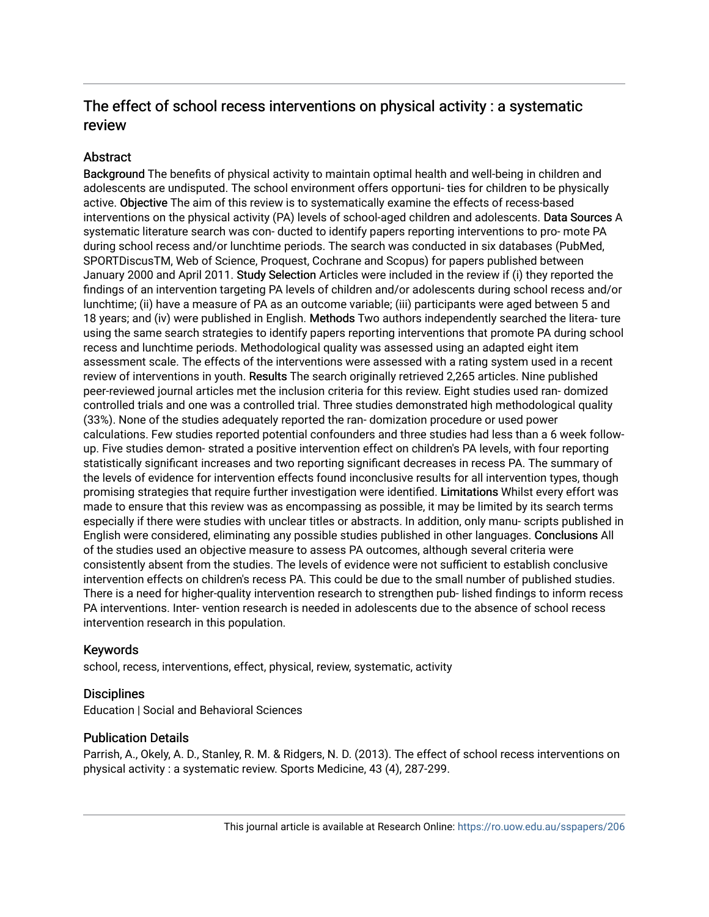# The effect of school recess interventions on physical activity : a systematic review

## Abstract

**Background** The benefits of physical activity to maintain optimal health and well-being in children and adolescents are undisputed. The school environment offers opportuni- ties for children to be physically active. **Objective** The aim of this review is to systematically examine the effects of recess-based interventions on the physical activity (PA) levels of school-aged children and adolescents. **Data Sources** A systematic literature search was con- ducted to identify papers reporting interventions to pro- mote PA during school recess and/or lunchtime periods. The search was conducted in six databases (PubMed, SPORTDiscusTM, Web of Science, Proquest, Cochrane and Scopus) for papers published between January 2000 and April 2011. **Study Selection** Articles were included in the review if (i) they reported the findings of an intervention targeting PA levels of children and/or adolescents during school recess and/or lunchtime; (ii) have a measure of PA as an outcome variable; (iii) participants were aged between 5 and 18 years; and (iv) were published in English. **Methods** Two authors independently searched the litera- ture using the same search strategies to identify papers reporting interventions that promote PA during school recess and lunchtime periods. Methodological quality was assessed using an adapted eight item assessment scale. The effects of the interventions were assessed with a rating system used in a recent review of interventions in youth. **Results** The search originally retrieved 2,265 articles. Nine published peer-reviewed journal articles met the inclusion criteria for this review. Eight studies used ran- domized controlled trials and one was a controlled trial. Three studies demonstrated high methodological quality (33%). None of the studies adequately reported the ran- domization procedure or used power calculations. Few studies reported potential confounders and three studies had less than a 6 week follow-up. Five studies demon- strated a positive intervention effect on children's PA levels, with four reporting statistically significant increases and two reporting significant decreases in recess PA. The summary of the levels of evidence for intervention effects found inconclusive results for all intervention types, though promising strategies that require further investigation were identified. **Limitations** Whilst every effort was made to ensure that this review was as encompassing as possible, it may be limited by its search terms especially if there were studies with unclear titles or abstracts. In addition, only manu- scripts published in English were considered, eliminating any possible studies published in other languages. **Conclusions** All of the studies used an objective measure to assess PA outcomes, although several criteria were consistently absent from the studies. The levels of evidence were not sufficient to establish conclusive intervention effects on children's recess PA. This could be due to the small number of published studies. There is a need for higher-quality intervention research to strengthen pub- lished findings to inform recess PA interventions. Inter- vention research is needed in adolescents due to the absence of school recess intervention research in this population.

## Keywords

school, recess, interventions, effect, physical, review, systematic, activity

## Disciplines

Education | Social and Behavioral Sciences

## Publication Details

Parrish, A., Okely, A. D., Stanley, R. M. & Ridgers, N. D. (2013). The effect of school recess interventions on physical activity : a systematic review. Sports Medicine, 43 (4), 287-299.

This journal article is available at Research Online: https://ro.uow.edu.au/sspapers/206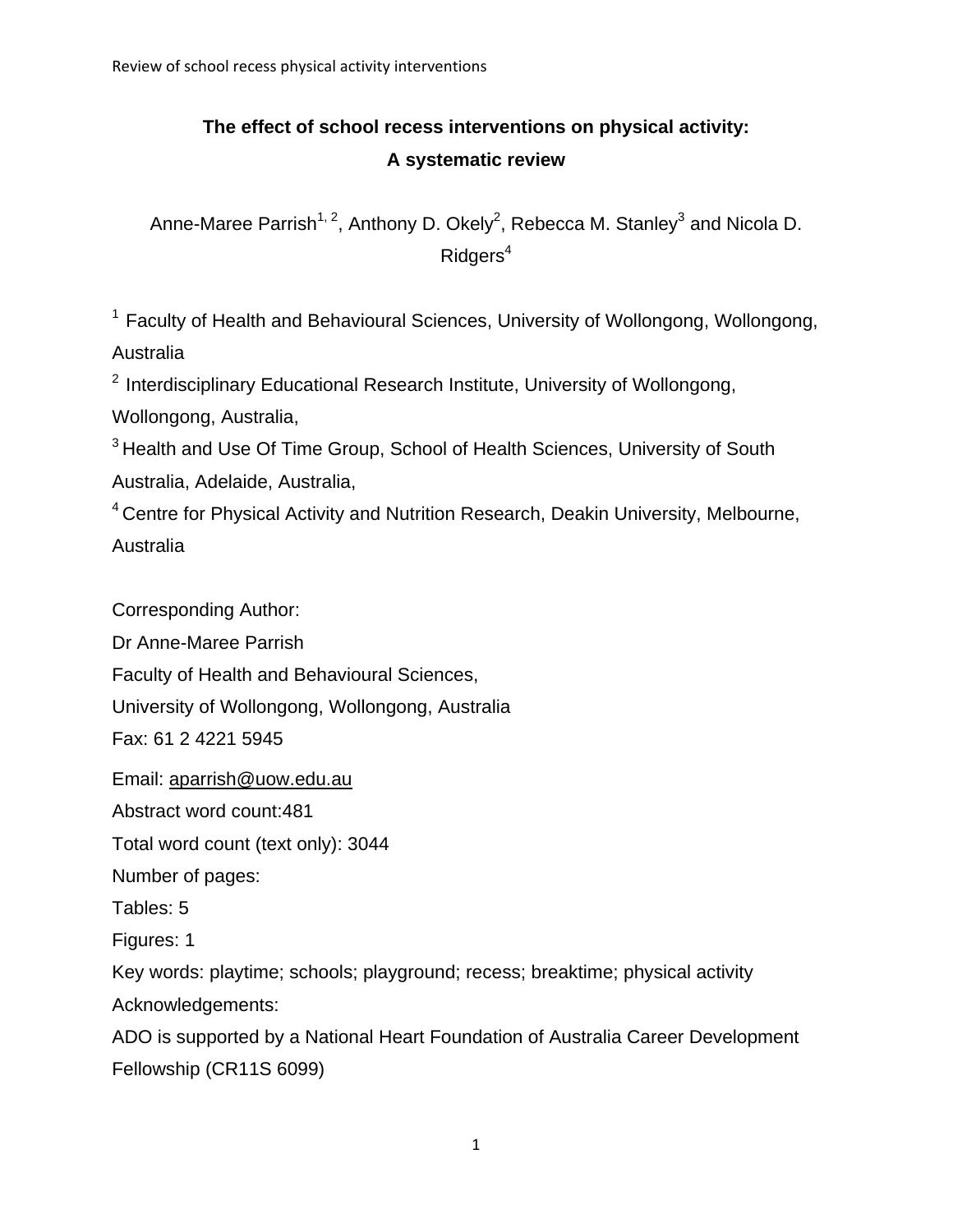# The effect of school recess interventions on physical activity: A systematic review

Anne-Maree Parrish[1, 2], Anthony D. Okely[2], Rebecca M. Stanley[3] and Nicola D. Ridgers[4]

[1] Faculty of Health and Behavioural Sciences, University of Wollongong, Wollongong, Australia

[2] Interdisciplinary Educational Research Institute, University of Wollongong, Wollongong, Australia,

[3] Health and Use Of Time Group, School of Health Sciences, University of South Australia, Adelaide, Australia,

[4] Centre for Physical Activity and Nutrition Research, Deakin University, Melbourne, Australia

Corresponding Author:
Dr Anne-Maree Parrish
Faculty of Health and Behavioural Sciences,
University of Wollongong, Wollongong, Australia
Fax: 61 2 4221 5945

Email: aparrish@uow.edu.au
Abstract word count:481
Total word count (text only): 3044
Number of pages:
Tables: 5
Figures: 1
Key words: playtime; schools; playground; recess; breaktime; physical activity
Acknowledgements:
ADO is supported by a National Heart Foundation of Australia Career Development Fellowship (CR11S 6099)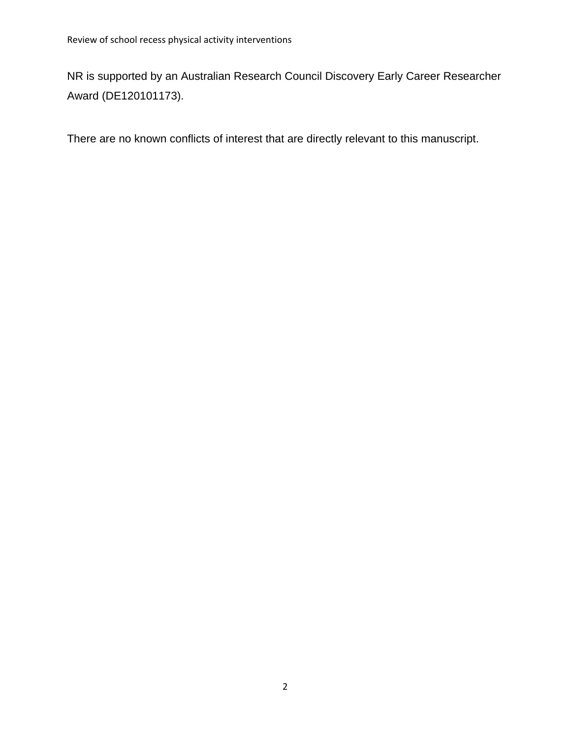NR is supported by an Australian Research Council Discovery Early Career Researcher Award (DE120101173).

There are no known conflicts of interest that are directly relevant to this manuscript.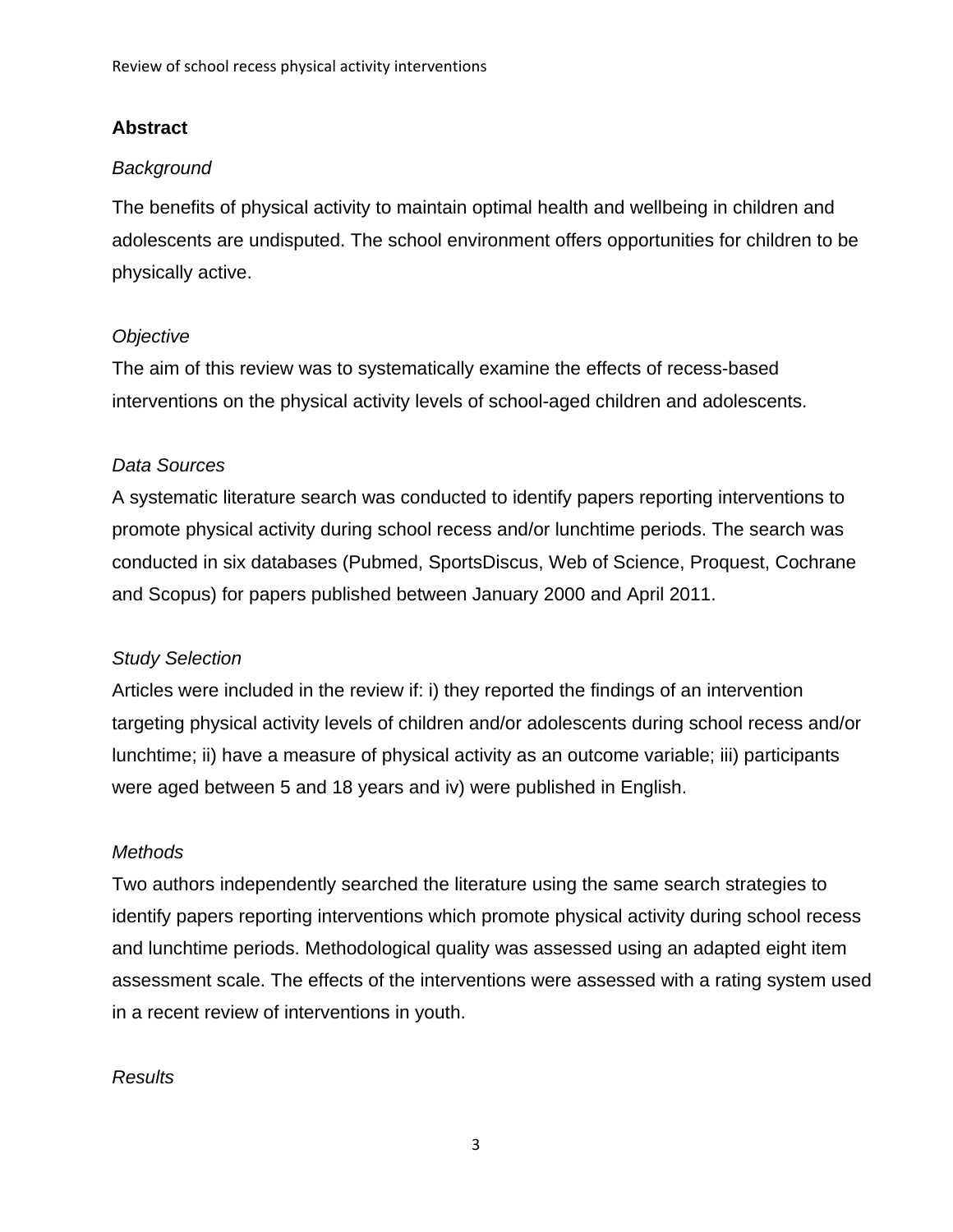## Abstract

*Background*

The benefits of physical activity to maintain optimal health and wellbeing in children and adolescents are undisputed. The school environment offers opportunities for children to be physically active.

*Objective*

The aim of this review was to systematically examine the effects of recess-based interventions on the physical activity levels of school-aged children and adolescents.

*Data Sources*

A systematic literature search was conducted to identify papers reporting interventions to promote physical activity during school recess and/or lunchtime periods. The search was conducted in six databases (Pubmed, SportsDiscus, Web of Science, Proquest, Cochrane and Scopus) for papers published between January 2000 and April 2011.

*Study Selection*

Articles were included in the review if: i) they reported the findings of an intervention targeting physical activity levels of children and/or adolescents during school recess and/or lunchtime; ii) have a measure of physical activity as an outcome variable; iii) participants were aged between 5 and 18 years and iv) were published in English.

*Methods*

Two authors independently searched the literature using the same search strategies to identify papers reporting interventions which promote physical activity during school recess and lunchtime periods. Methodological quality was assessed using an adapted eight item assessment scale. The effects of the interventions were assessed with a rating system used in a recent review of interventions in youth.

*Results*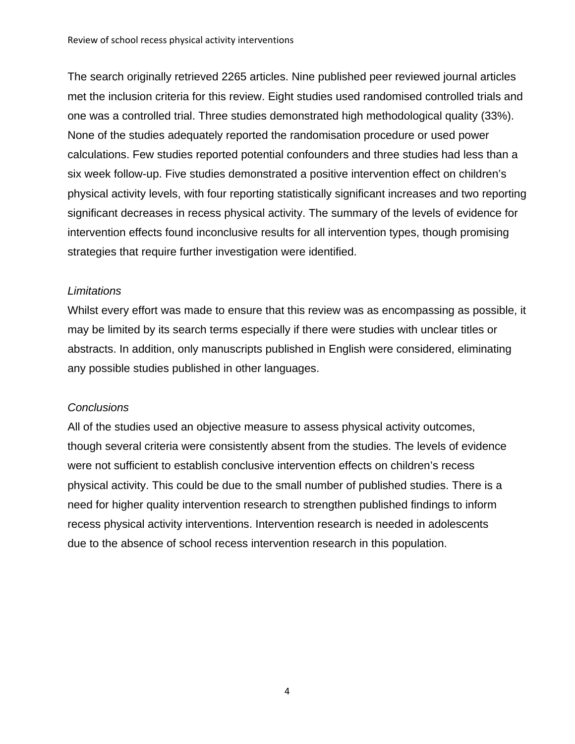The search originally retrieved 2265 articles. Nine published peer reviewed journal articles met the inclusion criteria for this review. Eight studies used randomised controlled trials and one was a controlled trial. Three studies demonstrated high methodological quality (33%). None of the studies adequately reported the randomisation procedure or used power calculations. Few studies reported potential confounders and three studies had less than a six week follow-up. Five studies demonstrated a positive intervention effect on children's physical activity levels, with four reporting statistically significant increases and two reporting significant decreases in recess physical activity. The summary of the levels of evidence for intervention effects found inconclusive results for all intervention types, though promising strategies that require further investigation were identified.

*Limitations*

Whilst every effort was made to ensure that this review was as encompassing as possible, it may be limited by its search terms especially if there were studies with unclear titles or abstracts. In addition, only manuscripts published in English were considered, eliminating any possible studies published in other languages.

*Conclusions*

All of the studies used an objective measure to assess physical activity outcomes, though several criteria were consistently absent from the studies. The levels of evidence were not sufficient to establish conclusive intervention effects on children's recess physical activity. This could be due to the small number of published studies. There is a need for higher quality intervention research to strengthen published findings to inform recess physical activity interventions. Intervention research is needed in adolescents due to the absence of school recess intervention research in this population.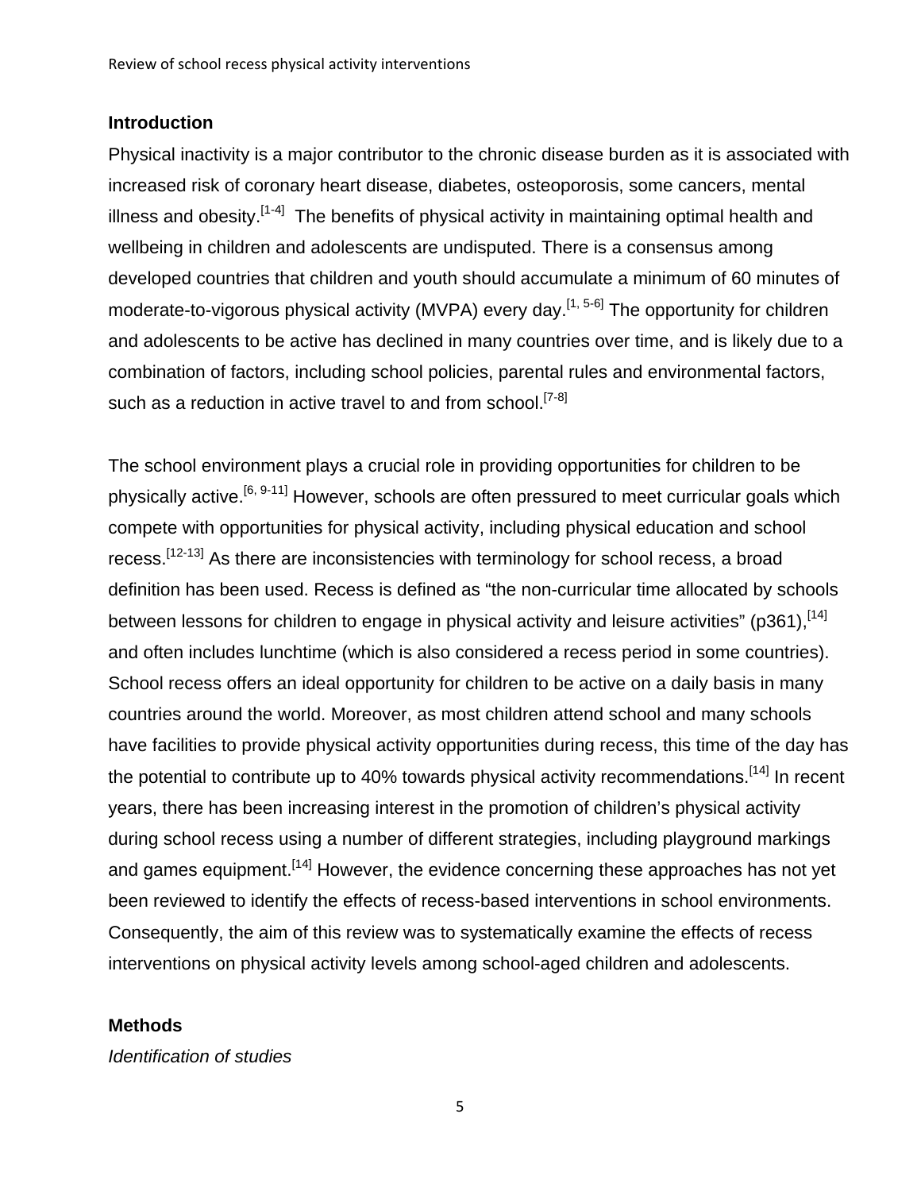## Introduction

Physical inactivity is a major contributor to the chronic disease burden as it is associated with increased risk of coronary heart disease, diabetes, osteoporosis, some cancers, mental illness and obesity.[1-4] The benefits of physical activity in maintaining optimal health and wellbeing in children and adolescents are undisputed. There is a consensus among developed countries that children and youth should accumulate a minimum of 60 minutes of moderate-to-vigorous physical activity (MVPA) every day.[1, 5-6] The opportunity for children and adolescents to be active has declined in many countries over time, and is likely due to a combination of factors, including school policies, parental rules and environmental factors, such as a reduction in active travel to and from school.[7-8]

The school environment plays a crucial role in providing opportunities for children to be physically active.[6, 9-11] However, schools are often pressured to meet curricular goals which compete with opportunities for physical activity, including physical education and school recess.[12-13] As there are inconsistencies with terminology for school recess, a broad definition has been used. Recess is defined as "the non-curricular time allocated by schools between lessons for children to engage in physical activity and leisure activities" (p361),[14] and often includes lunchtime (which is also considered a recess period in some countries). School recess offers an ideal opportunity for children to be active on a daily basis in many countries around the world. Moreover, as most children attend school and many schools have facilities to provide physical activity opportunities during recess, this time of the day has the potential to contribute up to 40% towards physical activity recommendations.[14] In recent years, there has been increasing interest in the promotion of children's physical activity during school recess using a number of different strategies, including playground markings and games equipment.[14] However, the evidence concerning these approaches has not yet been reviewed to identify the effects of recess-based interventions in school environments. Consequently, the aim of this review was to systematically examine the effects of recess interventions on physical activity levels among school-aged children and adolescents.

## Methods

*Identification of studies*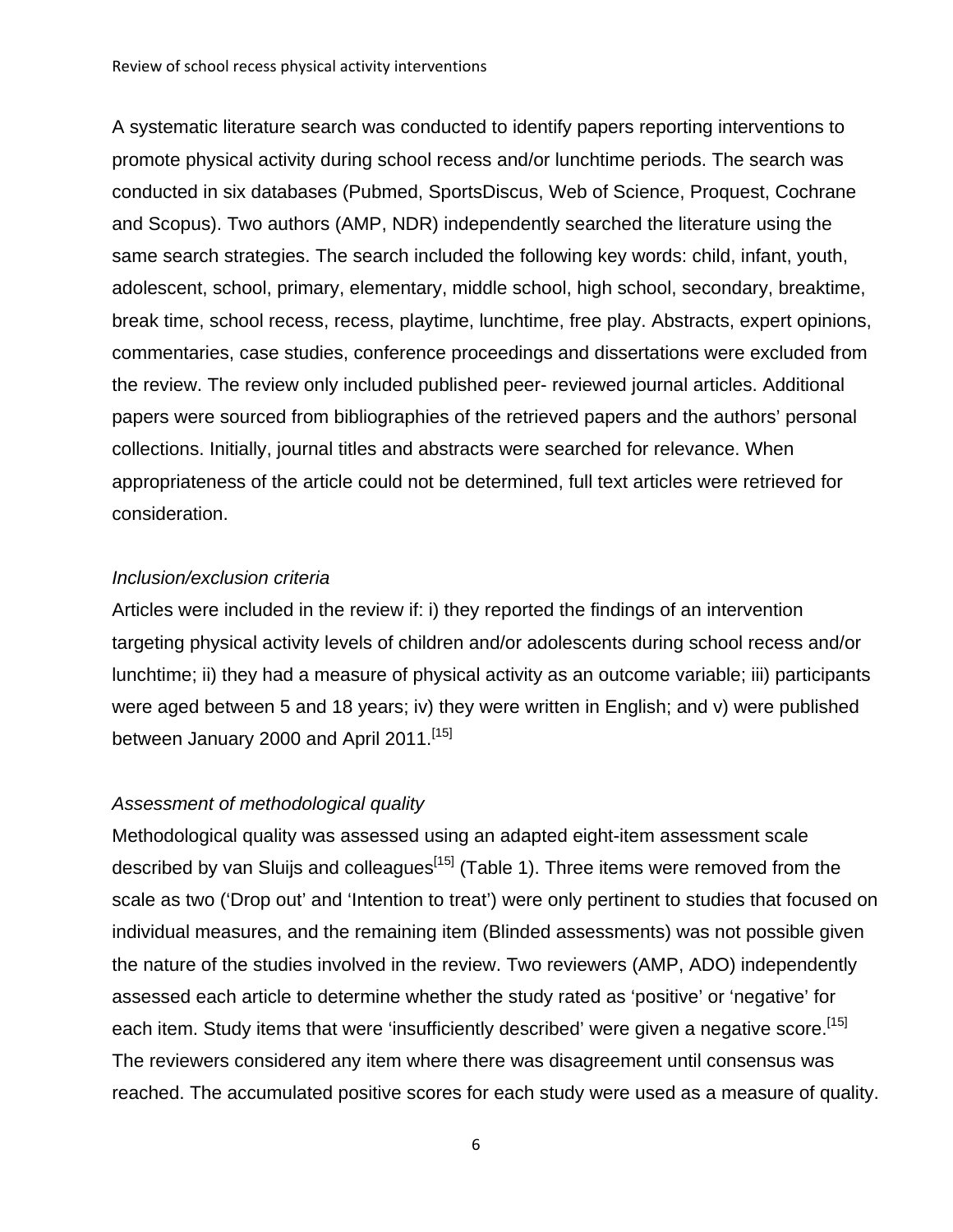A systematic literature search was conducted to identify papers reporting interventions to promote physical activity during school recess and/or lunchtime periods. The search was conducted in six databases (Pubmed, SportsDiscus, Web of Science, Proquest, Cochrane and Scopus). Two authors (AMP, NDR) independently searched the literature using the same search strategies. The search included the following key words: child, infant, youth, adolescent, school, primary, elementary, middle school, high school, secondary, breaktime, break time, school recess, recess, playtime, lunchtime, free play. Abstracts, expert opinions, commentaries, case studies, conference proceedings and dissertations were excluded from the review. The review only included published peer- reviewed journal articles. Additional papers were sourced from bibliographies of the retrieved papers and the authors' personal collections. Initially, journal titles and abstracts were searched for relevance. When appropriateness of the article could not be determined, full text articles were retrieved for consideration.

*Inclusion/exclusion criteria*

Articles were included in the review if: i) they reported the findings of an intervention targeting physical activity levels of children and/or adolescents during school recess and/or lunchtime; ii) they had a measure of physical activity as an outcome variable; iii) participants were aged between 5 and 18 years; iv) they were written in English; and v) were published between January 2000 and April 2011.[15]

*Assessment of methodological quality*

Methodological quality was assessed using an adapted eight-item assessment scale described by van Sluijs and colleagues[15] (Table 1). Three items were removed from the scale as two ('Drop out' and 'Intention to treat') were only pertinent to studies that focused on individual measures, and the remaining item (Blinded assessments) was not possible given the nature of the studies involved in the review. Two reviewers (AMP, ADO) independently assessed each article to determine whether the study rated as 'positive' or 'negative' for each item. Study items that were 'insufficiently described' were given a negative score.[15] The reviewers considered any item where there was disagreement until consensus was reached. The accumulated positive scores for each study were used as a measure of quality.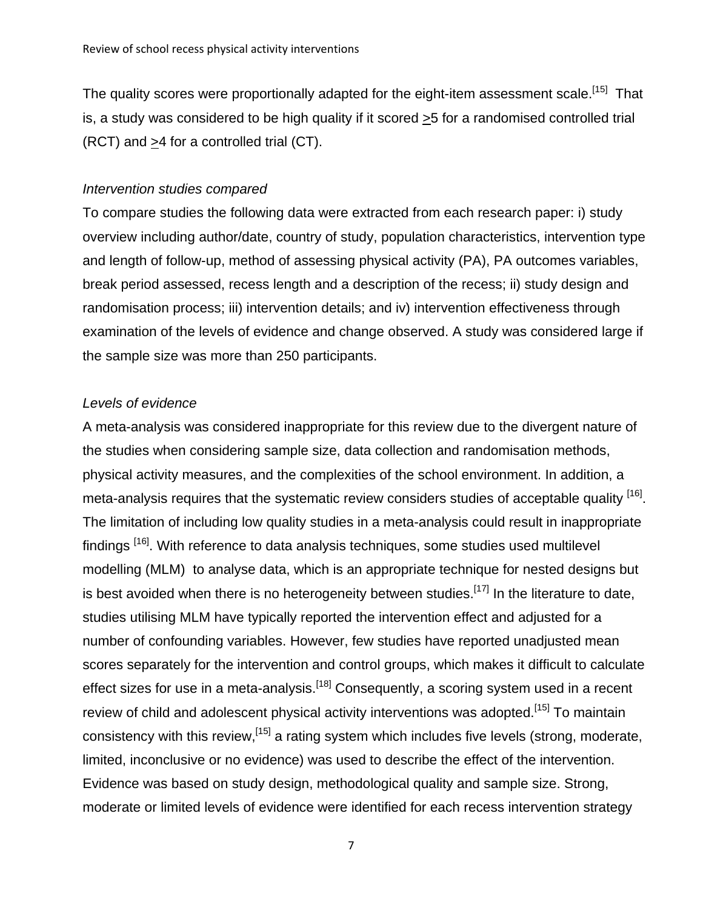The quality scores were proportionally adapted for the eight-item assessment scale.[15] That is, a study was considered to be high quality if it scored ≥5 for a randomised controlled trial (RCT) and ≥4 for a controlled trial (CT).

*Intervention studies compared*

To compare studies the following data were extracted from each research paper: i) study overview including author/date, country of study, population characteristics, intervention type and length of follow-up, method of assessing physical activity (PA), PA outcomes variables, break period assessed, recess length and a description of the recess; ii) study design and randomisation process; iii) intervention details; and iv) intervention effectiveness through examination of the levels of evidence and change observed. A study was considered large if the sample size was more than 250 participants.

*Levels of evidence*

A meta-analysis was considered inappropriate for this review due to the divergent nature of the studies when considering sample size, data collection and randomisation methods, physical activity measures, and the complexities of the school environment. In addition, a meta-analysis requires that the systematic review considers studies of acceptable quality [16]. The limitation of including low quality studies in a meta-analysis could result in inappropriate findings [16]. With reference to data analysis techniques, some studies used multilevel modelling (MLM) to analyse data, which is an appropriate technique for nested designs but is best avoided when there is no heterogeneity between studies.[17] In the literature to date, studies utilising MLM have typically reported the intervention effect and adjusted for a number of confounding variables. However, few studies have reported unadjusted mean scores separately for the intervention and control groups, which makes it difficult to calculate effect sizes for use in a meta-analysis.[18] Consequently, a scoring system used in a recent review of child and adolescent physical activity interventions was adopted.[15] To maintain consistency with this review,[15] a rating system which includes five levels (strong, moderate, limited, inconclusive or no evidence) was used to describe the effect of the intervention. Evidence was based on study design, methodological quality and sample size. Strong, moderate or limited levels of evidence were identified for each recess intervention strategy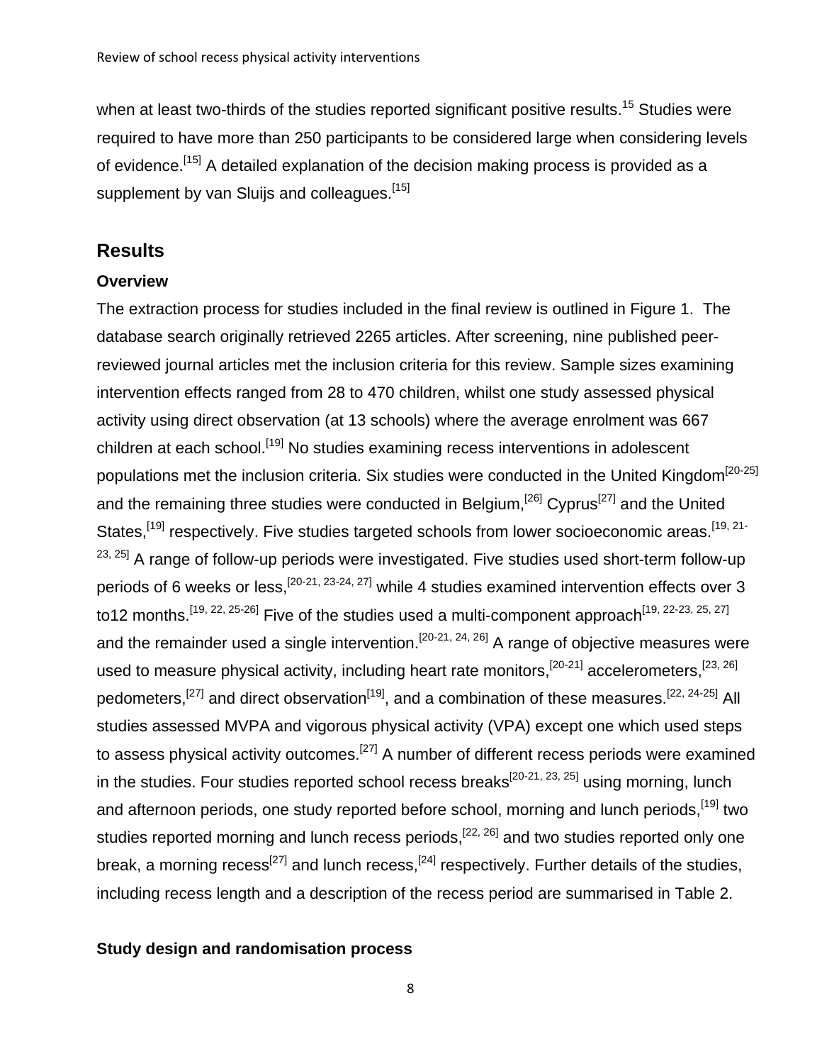when at least two-thirds of the studies reported significant positive results.[15] Studies were required to have more than 250 participants to be considered large when considering levels of evidence.[15] A detailed explanation of the decision making process is provided as a supplement by van Sluijs and colleagues.[15]

## Results

### Overview

The extraction process for studies included in the final review is outlined in Figure 1. The database search originally retrieved 2265 articles. After screening, nine published peer-reviewed journal articles met the inclusion criteria for this review. Sample sizes examining intervention effects ranged from 28 to 470 children, whilst one study assessed physical activity using direct observation (at 13 schools) where the average enrolment was 667 children at each school.[19] No studies examining recess interventions in adolescent populations met the inclusion criteria. Six studies were conducted in the United Kingdom[20-25] and the remaining three studies were conducted in Belgium,[26] Cyprus[27] and the United States,[19] respectively. Five studies targeted schools from lower socioeconomic areas.[19, 21-23, 25] A range of follow-up periods were investigated. Five studies used short-term follow-up periods of 6 weeks or less,[20-21, 23-24, 27] while 4 studies examined intervention effects over 3 to12 months.[19, 22, 25-26] Five of the studies used a multi-component approach[19, 22-23, 25, 27] and the remainder used a single intervention.[20-21, 24, 26] A range of objective measures were used to measure physical activity, including heart rate monitors,[20-21] accelerometers,[23, 26] pedometers,[27] and direct observation[19], and a combination of these measures.[22, 24-25] All studies assessed MVPA and vigorous physical activity (VPA) except one which used steps to assess physical activity outcomes.[27] A number of different recess periods were examined in the studies. Four studies reported school recess breaks[20-21, 23, 25] using morning, lunch and afternoon periods, one study reported before school, morning and lunch periods,[19] two studies reported morning and lunch recess periods,[22, 26] and two studies reported only one break, a morning recess[27] and lunch recess,[24] respectively. Further details of the studies, including recess length and a description of the recess period are summarised in Table 2.

### Study design and randomisation process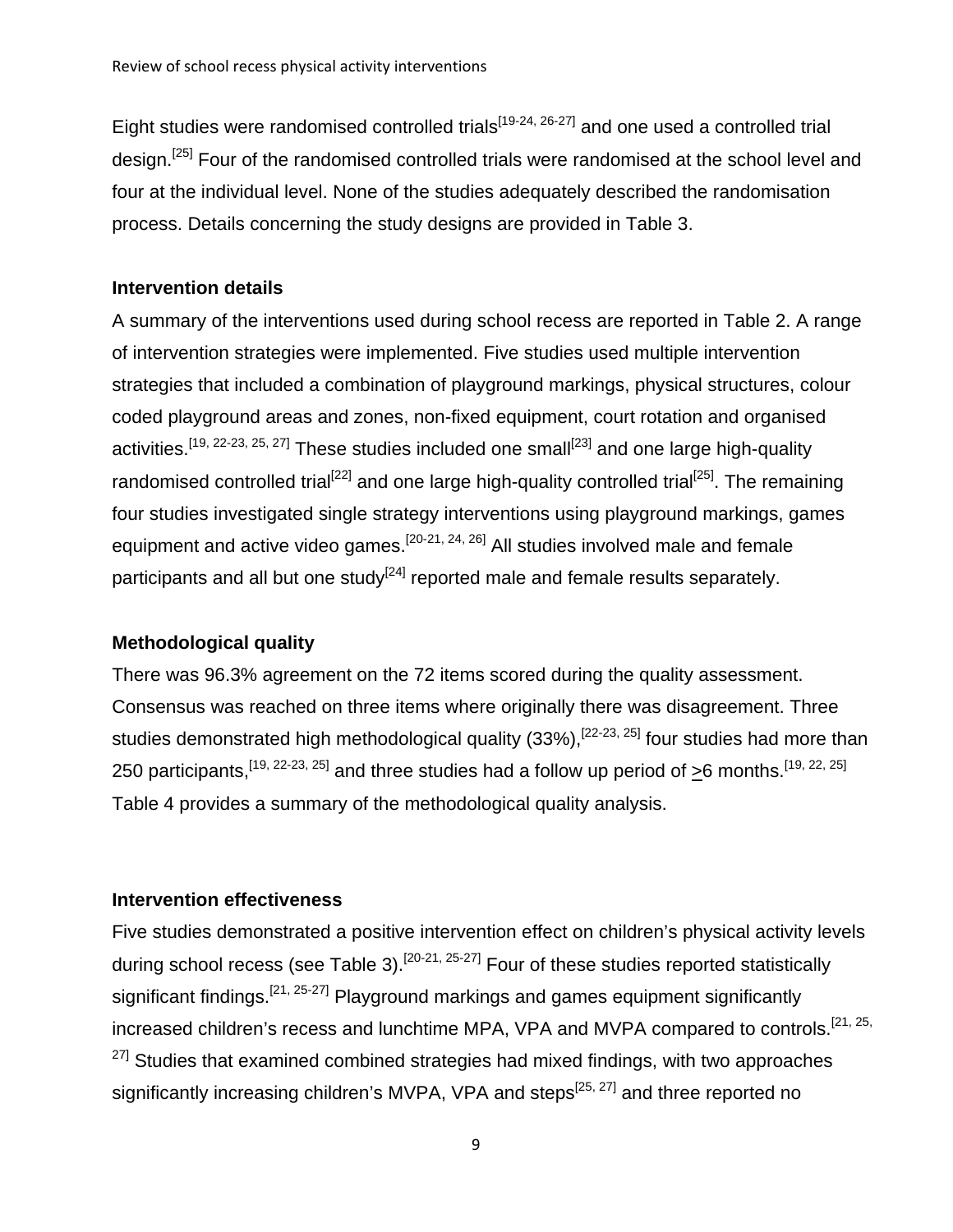Eight studies were randomised controlled trials[19-24, 26-27] and one used a controlled trial design.[25] Four of the randomised controlled trials were randomised at the school level and four at the individual level. None of the studies adequately described the randomisation process. Details concerning the study designs are provided in Table 3.

### Intervention details

A summary of the interventions used during school recess are reported in Table 2. A range of intervention strategies were implemented. Five studies used multiple intervention strategies that included a combination of playground markings, physical structures, colour coded playground areas and zones, non-fixed equipment, court rotation and organised activities.[19, 22-23, 25, 27] These studies included one small[23] and one large high-quality randomised controlled trial[22] and one large high-quality controlled trial[25]. The remaining four studies investigated single strategy interventions using playground markings, games equipment and active video games.[20-21, 24, 26] All studies involved male and female participants and all but one study[24] reported male and female results separately.

### Methodological quality

There was 96.3% agreement on the 72 items scored during the quality assessment. Consensus was reached on three items where originally there was disagreement. Three studies demonstrated high methodological quality (33%),[22-23, 25] four studies had more than 250 participants,[19, 22-23, 25] and three studies had a follow up period of ≥6 months.[19, 22, 25] Table 4 provides a summary of the methodological quality analysis.

### Intervention effectiveness

Five studies demonstrated a positive intervention effect on children's physical activity levels during school recess (see Table 3).[20-21, 25-27] Four of these studies reported statistically significant findings.[21, 25-27] Playground markings and games equipment significantly increased children's recess and lunchtime MPA, VPA and MVPA compared to controls.[21, 25, 27] Studies that examined combined strategies had mixed findings, with two approaches significantly increasing children's MVPA, VPA and steps[25, 27] and three reported no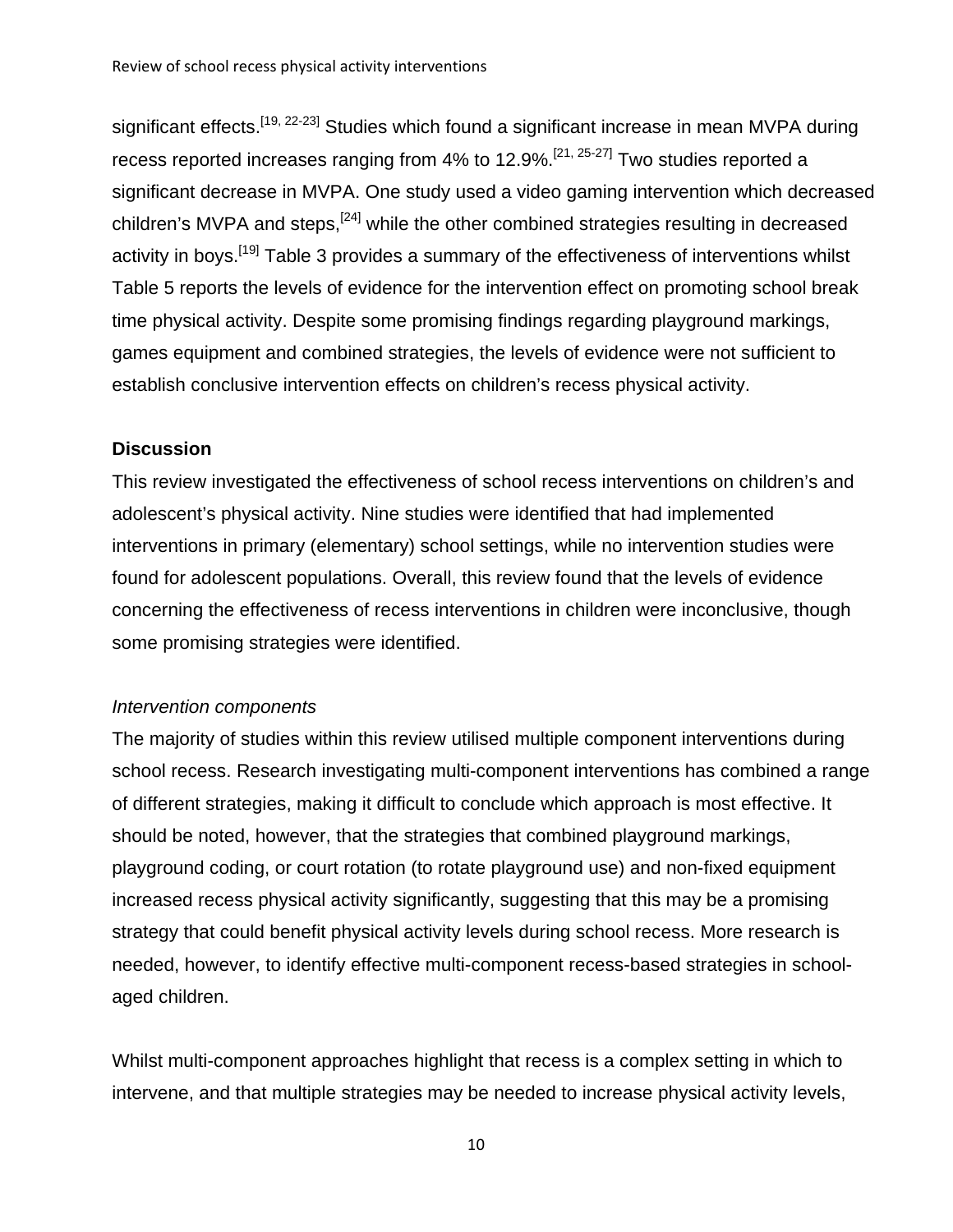significant effects.[19, 22-23] Studies which found a significant increase in mean MVPA during recess reported increases ranging from 4% to 12.9%.[21, 25-27] Two studies reported a significant decrease in MVPA. One study used a video gaming intervention which decreased children's MVPA and steps,[24] while the other combined strategies resulting in decreased activity in boys.[19] Table 3 provides a summary of the effectiveness of interventions whilst Table 5 reports the levels of evidence for the intervention effect on promoting school break time physical activity. Despite some promising findings regarding playground markings, games equipment and combined strategies, the levels of evidence were not sufficient to establish conclusive intervention effects on children's recess physical activity.

**Discussion**

This review investigated the effectiveness of school recess interventions on children's and adolescent's physical activity. Nine studies were identified that had implemented interventions in primary (elementary) school settings, while no intervention studies were found for adolescent populations. Overall, this review found that the levels of evidence concerning the effectiveness of recess interventions in children were inconclusive, though some promising strategies were identified.

*Intervention components*

The majority of studies within this review utilised multiple component interventions during school recess. Research investigating multi-component interventions has combined a range of different strategies, making it difficult to conclude which approach is most effective. It should be noted, however, that the strategies that combined playground markings, playground coding, or court rotation (to rotate playground use) and non-fixed equipment increased recess physical activity significantly, suggesting that this may be a promising strategy that could benefit physical activity levels during school recess. More research is needed, however, to identify effective multi-component recess-based strategies in school-aged children.

Whilst multi-component approaches highlight that recess is a complex setting in which to intervene, and that multiple strategies may be needed to increase physical activity levels,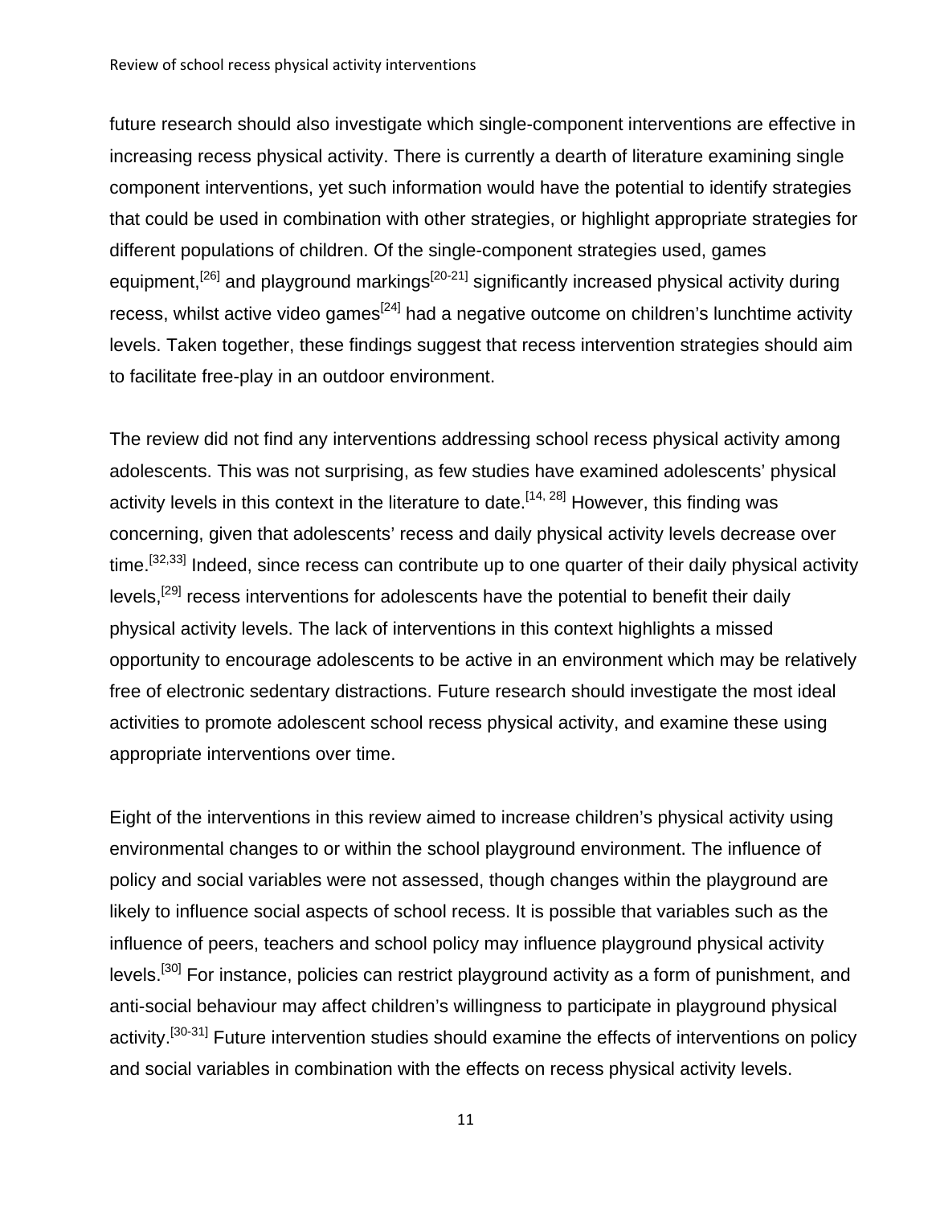future research should also investigate which single-component interventions are effective in increasing recess physical activity. There is currently a dearth of literature examining single component interventions, yet such information would have the potential to identify strategies that could be used in combination with other strategies, or highlight appropriate strategies for different populations of children. Of the single-component strategies used, games equipment,[26] and playground markings[20-21] significantly increased physical activity during recess, whilst active video games[24] had a negative outcome on children's lunchtime activity levels. Taken together, these findings suggest that recess intervention strategies should aim to facilitate free-play in an outdoor environment.

The review did not find any interventions addressing school recess physical activity among adolescents. This was not surprising, as few studies have examined adolescents' physical activity levels in this context in the literature to date.[14, 28] However, this finding was concerning, given that adolescents' recess and daily physical activity levels decrease over time.[32,33] Indeed, since recess can contribute up to one quarter of their daily physical activity levels,[29] recess interventions for adolescents have the potential to benefit their daily physical activity levels. The lack of interventions in this context highlights a missed opportunity to encourage adolescents to be active in an environment which may be relatively free of electronic sedentary distractions. Future research should investigate the most ideal activities to promote adolescent school recess physical activity, and examine these using appropriate interventions over time.

Eight of the interventions in this review aimed to increase children's physical activity using environmental changes to or within the school playground environment. The influence of policy and social variables were not assessed, though changes within the playground are likely to influence social aspects of school recess. It is possible that variables such as the influence of peers, teachers and school policy may influence playground physical activity levels.[30] For instance, policies can restrict playground activity as a form of punishment, and anti-social behaviour may affect children's willingness to participate in playground physical activity.[30-31] Future intervention studies should examine the effects of interventions on policy and social variables in combination with the effects on recess physical activity levels.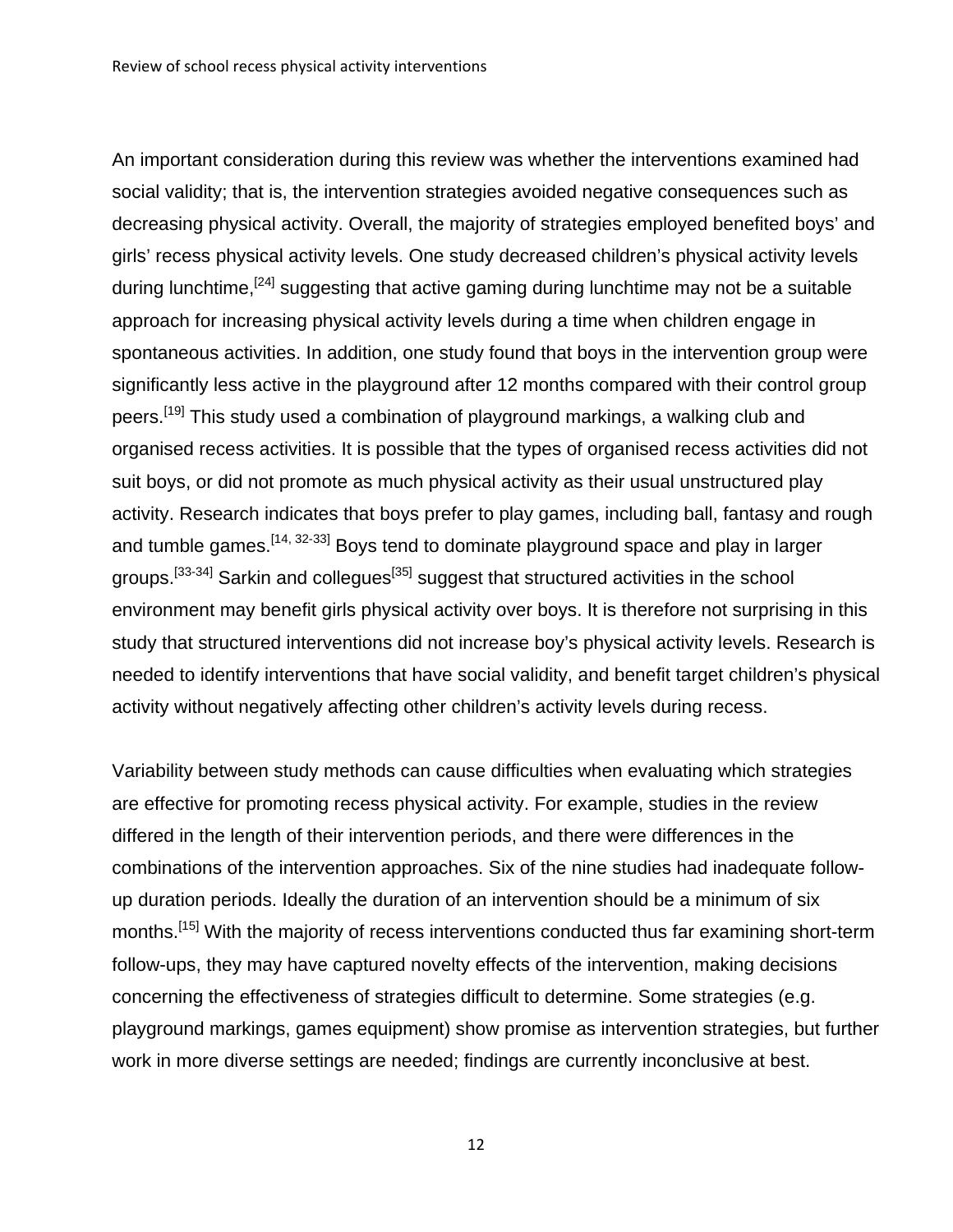An important consideration during this review was whether the interventions examined had social validity; that is, the intervention strategies avoided negative consequences such as decreasing physical activity. Overall, the majority of strategies employed benefited boys' and girls' recess physical activity levels. One study decreased children's physical activity levels during lunchtime,[24] suggesting that active gaming during lunchtime may not be a suitable approach for increasing physical activity levels during a time when children engage in spontaneous activities. In addition, one study found that boys in the intervention group were significantly less active in the playground after 12 months compared with their control group peers.[19] This study used a combination of playground markings, a walking club and organised recess activities. It is possible that the types of organised recess activities did not suit boys, or did not promote as much physical activity as their usual unstructured play activity. Research indicates that boys prefer to play games, including ball, fantasy and rough and tumble games.[14, 32-33] Boys tend to dominate playground space and play in larger groups.[33-34] Sarkin and collegues[35] suggest that structured activities in the school environment may benefit girls physical activity over boys. It is therefore not surprising in this study that structured interventions did not increase boy's physical activity levels. Research is needed to identify interventions that have social validity, and benefit target children's physical activity without negatively affecting other children's activity levels during recess.

Variability between study methods can cause difficulties when evaluating which strategies are effective for promoting recess physical activity. For example, studies in the review differed in the length of their intervention periods, and there were differences in the combinations of the intervention approaches. Six of the nine studies had inadequate follow-up duration periods. Ideally the duration of an intervention should be a minimum of six months.[15] With the majority of recess interventions conducted thus far examining short-term follow-ups, they may have captured novelty effects of the intervention, making decisions concerning the effectiveness of strategies difficult to determine. Some strategies (e.g. playground markings, games equipment) show promise as intervention strategies, but further work in more diverse settings are needed; findings are currently inconclusive at best.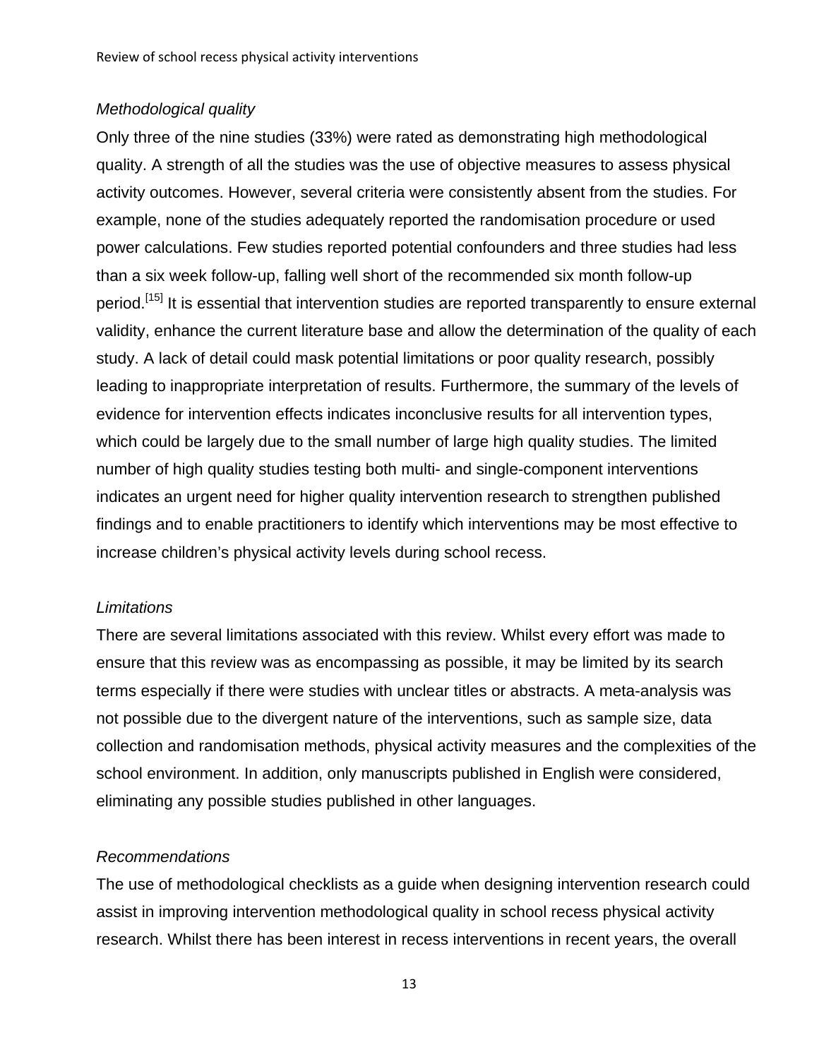*Methodological quality*

Only three of the nine studies (33%) were rated as demonstrating high methodological quality. A strength of all the studies was the use of objective measures to assess physical activity outcomes. However, several criteria were consistently absent from the studies. For example, none of the studies adequately reported the randomisation procedure or used power calculations. Few studies reported potential confounders and three studies had less than a six week follow-up, falling well short of the recommended six month follow-up period.[15] It is essential that intervention studies are reported transparently to ensure external validity, enhance the current literature base and allow the determination of the quality of each study. A lack of detail could mask potential limitations or poor quality research, possibly leading to inappropriate interpretation of results. Furthermore, the summary of the levels of evidence for intervention effects indicates inconclusive results for all intervention types, which could be largely due to the small number of large high quality studies. The limited number of high quality studies testing both multi- and single-component interventions indicates an urgent need for higher quality intervention research to strengthen published findings and to enable practitioners to identify which interventions may be most effective to increase children's physical activity levels during school recess.

*Limitations*

There are several limitations associated with this review. Whilst every effort was made to ensure that this review was as encompassing as possible, it may be limited by its search terms especially if there were studies with unclear titles or abstracts. A meta-analysis was not possible due to the divergent nature of the interventions, such as sample size, data collection and randomisation methods, physical activity measures and the complexities of the school environment. In addition, only manuscripts published in English were considered, eliminating any possible studies published in other languages.

*Recommendations*

The use of methodological checklists as a guide when designing intervention research could assist in improving intervention methodological quality in school recess physical activity research. Whilst there has been interest in recess interventions in recent years, the overall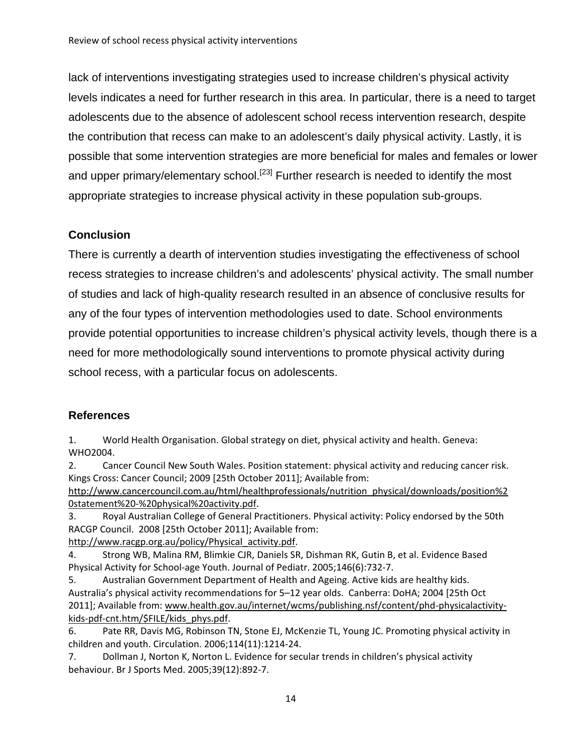lack of interventions investigating strategies used to increase children's physical activity levels indicates a need for further research in this area. In particular, there is a need to target adolescents due to the absence of adolescent school recess intervention research, despite the contribution that recess can make to an adolescent's daily physical activity. Lastly, it is possible that some intervention strategies are more beneficial for males and females or lower and upper primary/elementary school.[23] Further research is needed to identify the most appropriate strategies to increase physical activity in these population sub-groups.

## Conclusion

There is currently a dearth of intervention studies investigating the effectiveness of school recess strategies to increase children's and adolescents' physical activity. The small number of studies and lack of high-quality research resulted in an absence of conclusive results for any of the four types of intervention methodologies used to date. School environments provide potential opportunities to increase children's physical activity levels, though there is a need for more methodologically sound interventions to promote physical activity during school recess, with a particular focus on adolescents.

## References

1. World Health Organisation. Global strategy on diet, physical activity and health. Geneva: WHO2004.
2. Cancer Council New South Wales. Position statement: physical activity and reducing cancer risk. Kings Cross: Cancer Council; 2009 [25th October 2011]; Available from: http://www.cancercouncil.com.au/html/healthprofessionals/nutrition_physical/downloads/position%20statement%20-%20physical%20activity.pdf.
3. Royal Australian College of General Practitioners. Physical activity: Policy endorsed by the 50th RACGP Council. 2008 [25th October 2011]; Available from: http://www.racgp.org.au/policy/Physical_activity.pdf.
4. Strong WB, Malina RM, Blimkie CJR, Daniels SR, Dishman RK, Gutin B, et al. Evidence Based Physical Activity for School-age Youth. Journal of Pediatr. 2005;146(6):732-7.
5. Australian Government Department of Health and Ageing. Active kids are healthy kids. Australia's physical activity recommendations for 5–12 year olds. Canberra: DoHA; 2004 [25th Oct 2011]; Available from: www.health.gov.au/internet/wcms/publishing.nsf/content/phd-physicalactivity-kids-pdf-cnt.htm/$FILE/kids_phys.pdf.
6. Pate RR, Davis MG, Robinson TN, Stone EJ, McKenzie TL, Young JC. Promoting physical activity in children and youth. Circulation. 2006;114(11):1214-24.
7. Dollman J, Norton K, Norton L. Evidence for secular trends in children's physical activity behaviour. Br J Sports Med. 2005;39(12):892-7.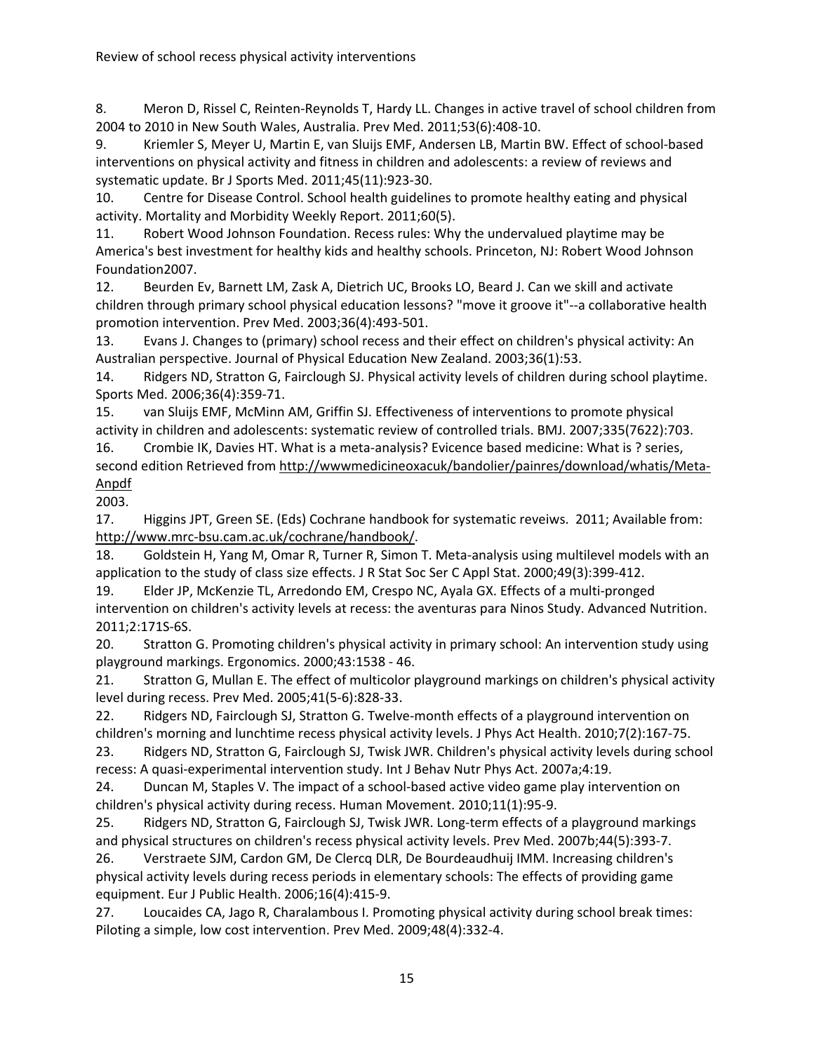8. Meron D, Rissel C, Reinten-Reynolds T, Hardy LL. Changes in active travel of school children from 2004 to 2010 in New South Wales, Australia. Prev Med. 2011;53(6):408-10.

9. Kriemler S, Meyer U, Martin E, van Sluijs EMF, Andersen LB, Martin BW. Effect of school-based interventions on physical activity and fitness in children and adolescents: a review of reviews and systematic update. Br J Sports Med. 2011;45(11):923-30.

10. Centre for Disease Control. School health guidelines to promote healthy eating and physical activity. Mortality and Morbidity Weekly Report. 2011;60(5).

11. Robert Wood Johnson Foundation. Recess rules: Why the undervalued playtime may be America's best investment for healthy kids and healthy schools. Princeton, NJ: Robert Wood Johnson Foundation2007.

12. Beurden Ev, Barnett LM, Zask A, Dietrich UC, Brooks LO, Beard J. Can we skill and activate children through primary school physical education lessons? "move it groove it"--a collaborative health promotion intervention. Prev Med. 2003;36(4):493-501.

13. Evans J. Changes to (primary) school recess and their effect on children's physical activity: An Australian perspective. Journal of Physical Education New Zealand. 2003;36(1):53.

14. Ridgers ND, Stratton G, Fairclough SJ. Physical activity levels of children during school playtime. Sports Med. 2006;36(4):359-71.

15. van Sluijs EMF, McMinn AM, Griffin SJ. Effectiveness of interventions to promote physical activity in children and adolescents: systematic review of controlled trials. BMJ. 2007;335(7622):703.

16. Crombie IK, Davies HT. What is a meta-analysis? Evicence based medicine: What is ? series, second edition Retrieved from http://wwwmedicineoxacuk/bandolier/painres/download/whatis/Meta-Anpdf 2003.

17. Higgins JPT, Green SE. (Eds) Cochrane handbook for systematic reveiws. 2011; Available from: http://www.mrc-bsu.cam.ac.uk/cochrane/handbook/.

18. Goldstein H, Yang M, Omar R, Turner R, Simon T. Meta-analysis using multilevel models with an application to the study of class size effects. J R Stat Soc Ser C Appl Stat. 2000;49(3):399-412.

19. Elder JP, McKenzie TL, Arredondo EM, Crespo NC, Ayala GX. Effects of a multi-pronged intervention on children's activity levels at recess: the aventuras para Ninos Study. Advanced Nutrition. 2011;2:171S-6S.

20. Stratton G. Promoting children's physical activity in primary school: An intervention study using playground markings. Ergonomics. 2000;43:1538 - 46.

21. Stratton G, Mullan E. The effect of multicolor playground markings on children's physical activity level during recess. Prev Med. 2005;41(5-6):828-33.

22. Ridgers ND, Fairclough SJ, Stratton G. Twelve-month effects of a playground intervention on children's morning and lunchtime recess physical activity levels. J Phys Act Health. 2010;7(2):167-75.

23. Ridgers ND, Stratton G, Fairclough SJ, Twisk JWR. Children's physical activity levels during school recess: A quasi-experimental intervention study. Int J Behav Nutr Phys Act. 2007a;4:19.

24. Duncan M, Staples V. The impact of a school-based active video game play intervention on children's physical activity during recess. Human Movement. 2010;11(1):95-9.

25. Ridgers ND, Stratton G, Fairclough SJ, Twisk JWR. Long-term effects of a playground markings and physical structures on children's recess physical activity levels. Prev Med. 2007b;44(5):393-7.

26. Verstraete SJM, Cardon GM, De Clercq DLR, De Bourdeaudhuij IMM. Increasing children's physical activity levels during recess periods in elementary schools: The effects of providing game equipment. Eur J Public Health. 2006;16(4):415-9.

27. Loucaides CA, Jago R, Charalambous I. Promoting physical activity during school break times: Piloting a simple, low cost intervention. Prev Med. 2009;48(4):332-4.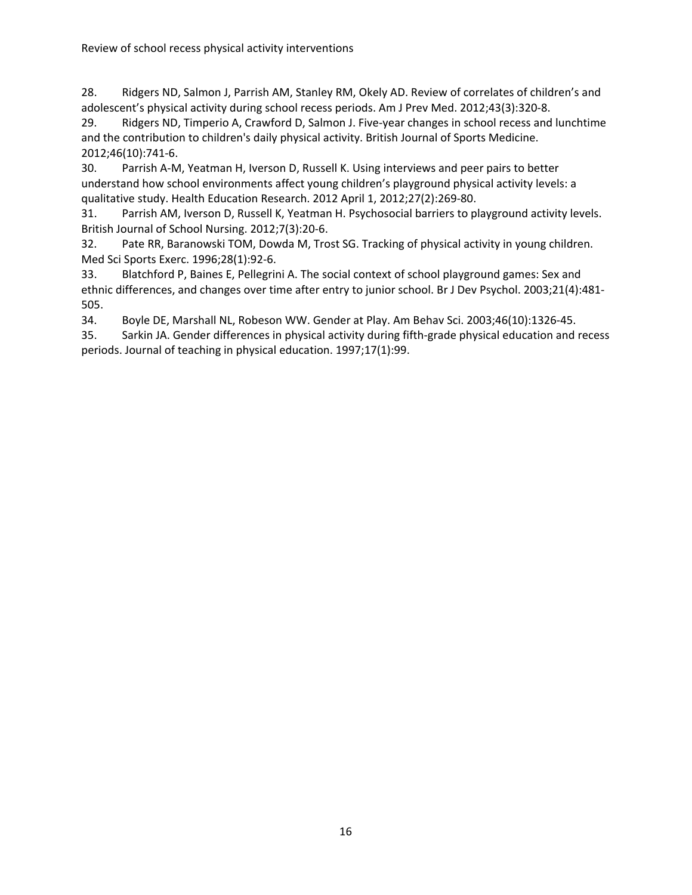28. Ridgers ND, Salmon J, Parrish AM, Stanley RM, Okely AD. Review of correlates of children's and adolescent's physical activity during school recess periods. Am J Prev Med. 2012;43(3):320-8.
29. Ridgers ND, Timperio A, Crawford D, Salmon J. Five-year changes in school recess and lunchtime and the contribution to children's daily physical activity. British Journal of Sports Medicine. 2012;46(10):741-6.
30. Parrish A-M, Yeatman H, Iverson D, Russell K. Using interviews and peer pairs to better understand how school environments affect young children's playground physical activity levels: a qualitative study. Health Education Research. 2012 April 1, 2012;27(2):269-80.
31. Parrish AM, Iverson D, Russell K, Yeatman H. Psychosocial barriers to playground activity levels. British Journal of School Nursing. 2012;7(3):20-6.
32. Pate RR, Baranowski TOM, Dowda M, Trost SG. Tracking of physical activity in young children. Med Sci Sports Exerc. 1996;28(1):92-6.
33. Blatchford P, Baines E, Pellegrini A. The social context of school playground games: Sex and ethnic differences, and changes over time after entry to junior school. Br J Dev Psychol. 2003;21(4):481-505.
34. Boyle DE, Marshall NL, Robeson WW. Gender at Play. Am Behav Sci. 2003;46(10):1326-45.
35. Sarkin JA. Gender differences in physical activity during fifth-grade physical education and recess periods. Journal of teaching in physical education. 1997;17(1):99.